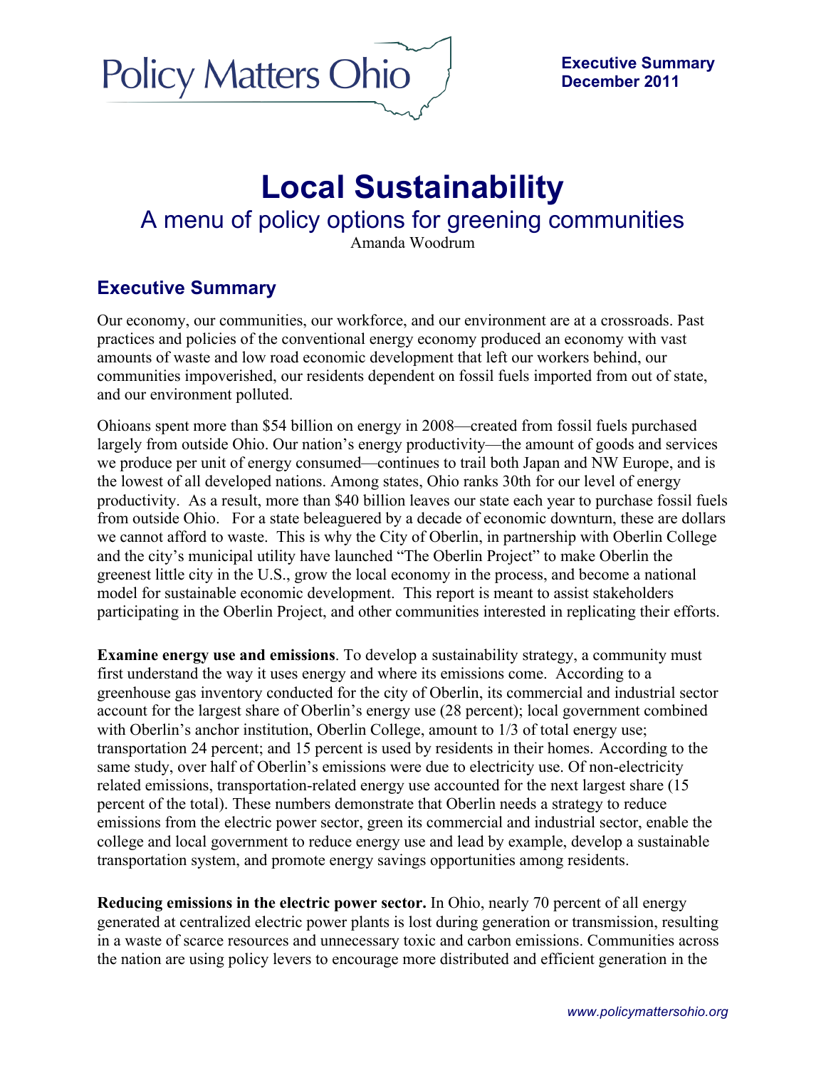Policy Matters Ohio

**Executive Summary**
**December 2011**

# Local Sustainability

## A menu of policy options for greening communities

Amanda Woodrum

## Executive Summary

Our economy, our communities, our workforce, and our environment are at a crossroads. Past practices and policies of the conventional energy economy produced an economy with vast amounts of waste and low road economic development that left our workers behind, our communities impoverished, our residents dependent on fossil fuels imported from out of state, and our environment polluted.

Ohioans spent more than $54 billion on energy in 2008—created from fossil fuels purchased largely from outside Ohio. Our nation's energy productivity—the amount of goods and services we produce per unit of energy consumed—continues to trail both Japan and NW Europe, and is the lowest of all developed nations. Among states, Ohio ranks 30th for our level of energy productivity. As a result, more than $40 billion leaves our state each year to purchase fossil fuels from outside Ohio. For a state beleaguered by a decade of economic downturn, these are dollars we cannot afford to waste. This is why the City of Oberlin, in partnership with Oberlin College and the city's municipal utility have launched "The Oberlin Project" to make Oberlin the greenest little city in the U.S., grow the local economy in the process, and become a national model for sustainable economic development. This report is meant to assist stakeholders participating in the Oberlin Project, and other communities interested in replicating their efforts.

**Examine energy use and emissions**. To develop a sustainability strategy, a community must first understand the way it uses energy and where its emissions come. According to a greenhouse gas inventory conducted for the city of Oberlin, its commercial and industrial sector account for the largest share of Oberlin's energy use (28 percent); local government combined with Oberlin's anchor institution, Oberlin College, amount to 1/3 of total energy use; transportation 24 percent; and 15 percent is used by residents in their homes. According to the same study, over half of Oberlin's emissions were due to electricity use. Of non-electricity related emissions, transportation-related energy use accounted for the next largest share (15 percent of the total). These numbers demonstrate that Oberlin needs a strategy to reduce emissions from the electric power sector, green its commercial and industrial sector, enable the college and local government to reduce energy use and lead by example, develop a sustainable transportation system, and promote energy savings opportunities among residents.

**Reducing emissions in the electric power sector.** In Ohio, nearly 70 percent of all energy generated at centralized electric power plants is lost during generation or transmission, resulting in a waste of scarce resources and unnecessary toxic and carbon emissions. Communities across the nation are using policy levers to encourage more distributed and efficient generation in the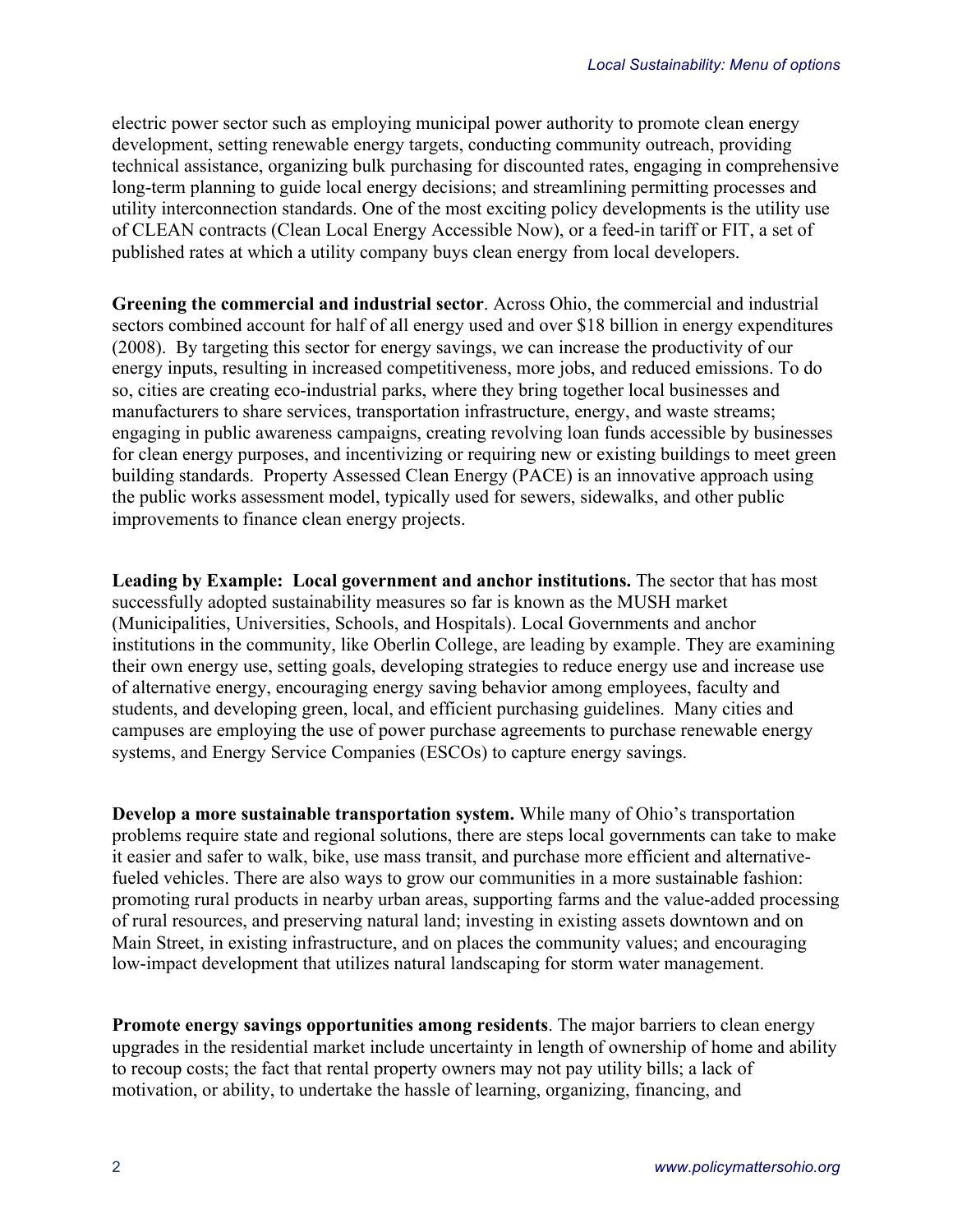electric power sector such as employing municipal power authority to promote clean energy development, setting renewable energy targets, conducting community outreach, providing technical assistance, organizing bulk purchasing for discounted rates, engaging in comprehensive long-term planning to guide local energy decisions; and streamlining permitting processes and utility interconnection standards. One of the most exciting policy developments is the utility use of CLEAN contracts (Clean Local Energy Accessible Now), or a feed-in tariff or FIT, a set of published rates at which a utility company buys clean energy from local developers.

**Greening the commercial and industrial sector**. Across Ohio, the commercial and industrial sectors combined account for half of all energy used and over $18 billion in energy expenditures (2008). By targeting this sector for energy savings, we can increase the productivity of our energy inputs, resulting in increased competitiveness, more jobs, and reduced emissions. To do so, cities are creating eco-industrial parks, where they bring together local businesses and manufacturers to share services, transportation infrastructure, energy, and waste streams; engaging in public awareness campaigns, creating revolving loan funds accessible by businesses for clean energy purposes, and incentivizing or requiring new or existing buildings to meet green building standards. Property Assessed Clean Energy (PACE) is an innovative approach using the public works assessment model, typically used for sewers, sidewalks, and other public improvements to finance clean energy projects.

**Leading by Example: Local government and anchor institutions.** The sector that has most successfully adopted sustainability measures so far is known as the MUSH market (Municipalities, Universities, Schools, and Hospitals). Local Governments and anchor institutions in the community, like Oberlin College, are leading by example. They are examining their own energy use, setting goals, developing strategies to reduce energy use and increase use of alternative energy, encouraging energy saving behavior among employees, faculty and students, and developing green, local, and efficient purchasing guidelines. Many cities and campuses are employing the use of power purchase agreements to purchase renewable energy systems, and Energy Service Companies (ESCOs) to capture energy savings.

**Develop a more sustainable transportation system.** While many of Ohio's transportation problems require state and regional solutions, there are steps local governments can take to make it easier and safer to walk, bike, use mass transit, and purchase more efficient and alternative-fueled vehicles. There are also ways to grow our communities in a more sustainable fashion: promoting rural products in nearby urban areas, supporting farms and the value-added processing of rural resources, and preserving natural land; investing in existing assets downtown and on Main Street, in existing infrastructure, and on places the community values; and encouraging low-impact development that utilizes natural landscaping for storm water management.

**Promote energy savings opportunities among residents**. The major barriers to clean energy upgrades in the residential market include uncertainty in length of ownership of home and ability to recoup costs; the fact that rental property owners may not pay utility bills; a lack of motivation, or ability, to undertake the hassle of learning, organizing, financing, and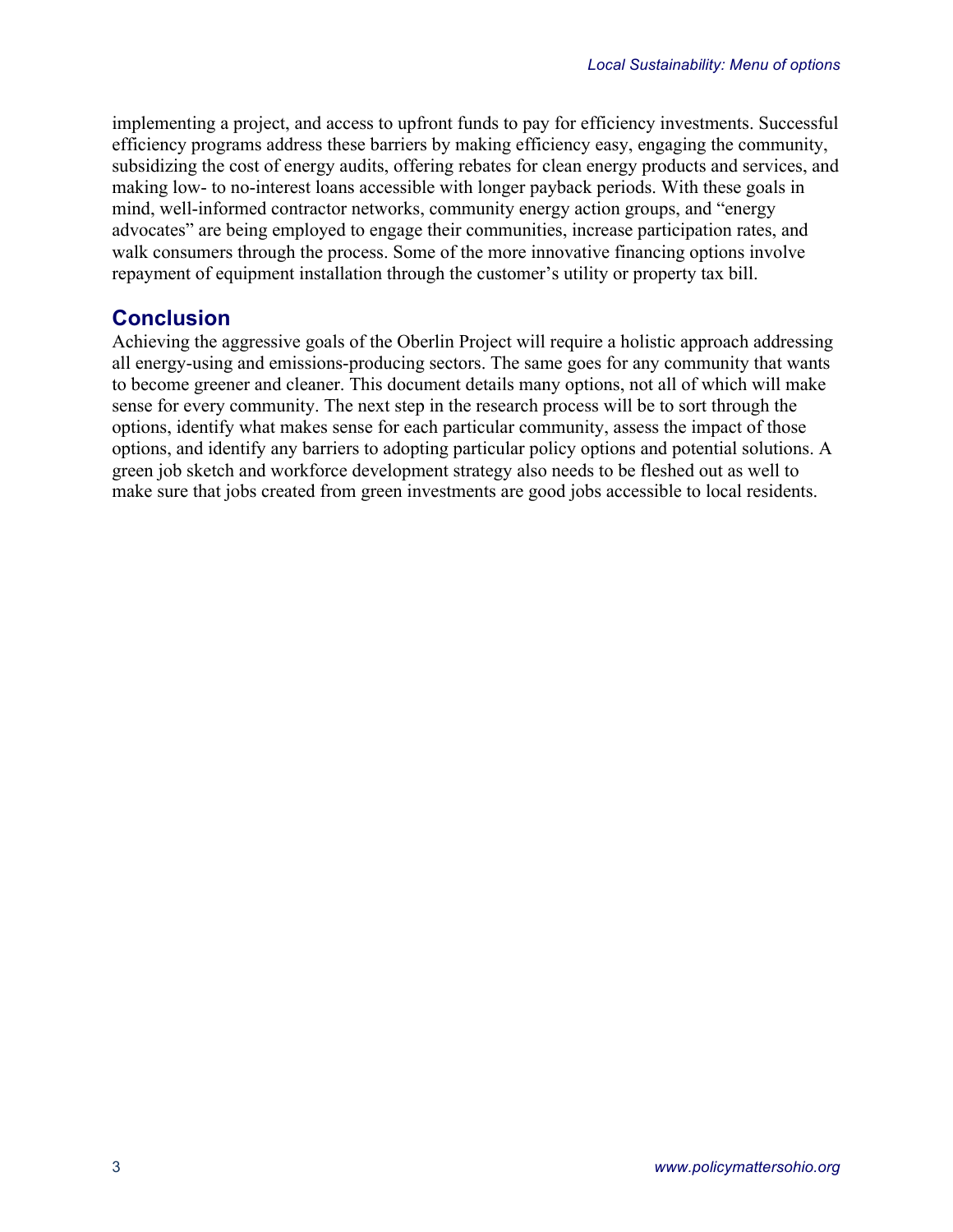implementing a project, and access to upfront funds to pay for efficiency investments. Successful efficiency programs address these barriers by making efficiency easy, engaging the community, subsidizing the cost of energy audits, offering rebates for clean energy products and services, and making low- to no-interest loans accessible with longer payback periods. With these goals in mind, well-informed contractor networks, community energy action groups, and "energy advocates" are being employed to engage their communities, increase participation rates, and walk consumers through the process. Some of the more innovative financing options involve repayment of equipment installation through the customer's utility or property tax bill.

## Conclusion

Achieving the aggressive goals of the Oberlin Project will require a holistic approach addressing all energy-using and emissions-producing sectors. The same goes for any community that wants to become greener and cleaner. This document details many options, not all of which will make sense for every community. The next step in the research process will be to sort through the options, identify what makes sense for each particular community, assess the impact of those options, and identify any barriers to adopting particular policy options and potential solutions. A green job sketch and workforce development strategy also needs to be fleshed out as well to make sure that jobs created from green investments are good jobs accessible to local residents.